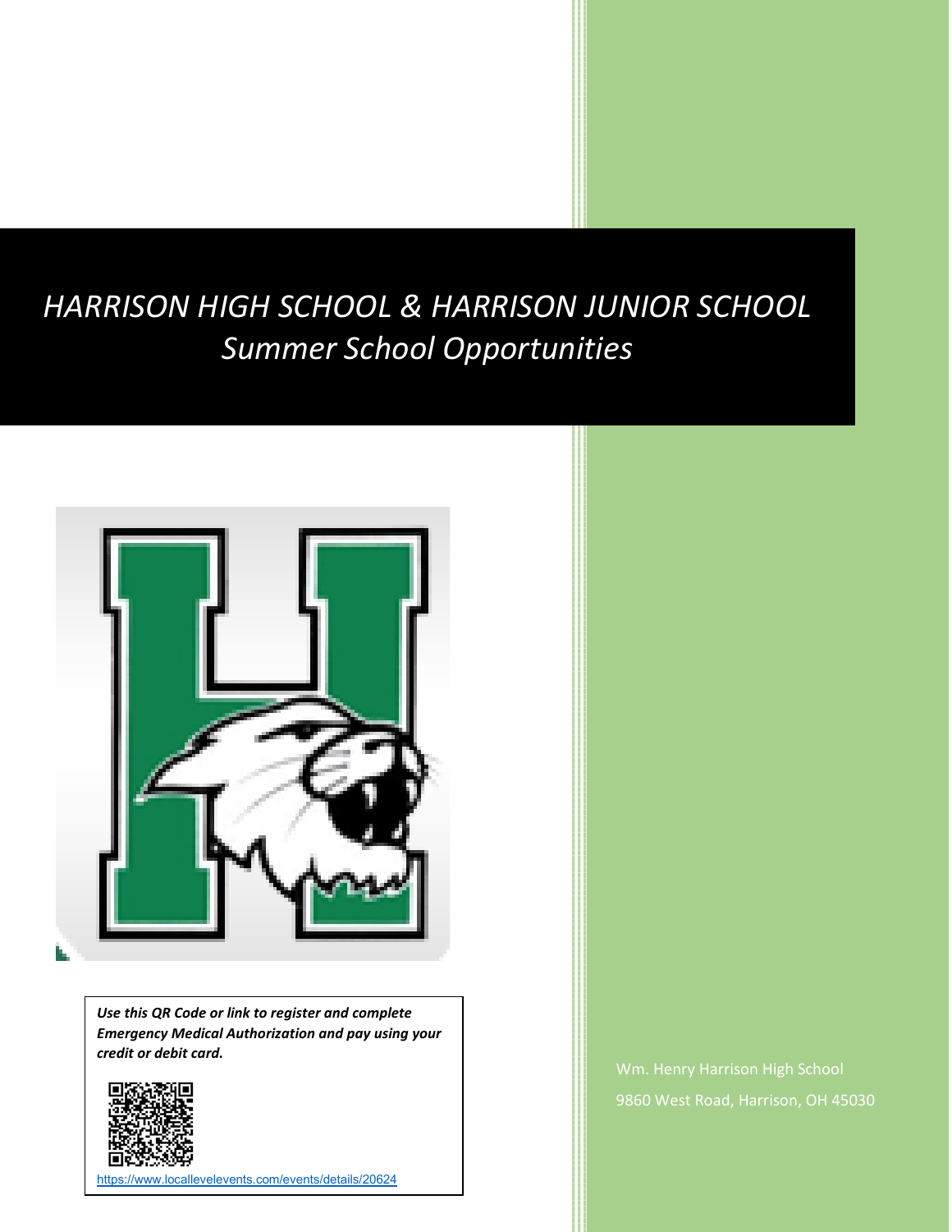# *HARRISON HIGH SCHOOL & HARRISON JUNIOR SCHOOL*
## *Summer School Opportunities*

***Use this QR Code or link to register and complete Emergency Medical Authorization and pay using your credit or debit card.***

https://www.locallevelevents.com/events/details/20624

Wm. Henry Harrison High School

9860 West Road, Harrison, OH 45030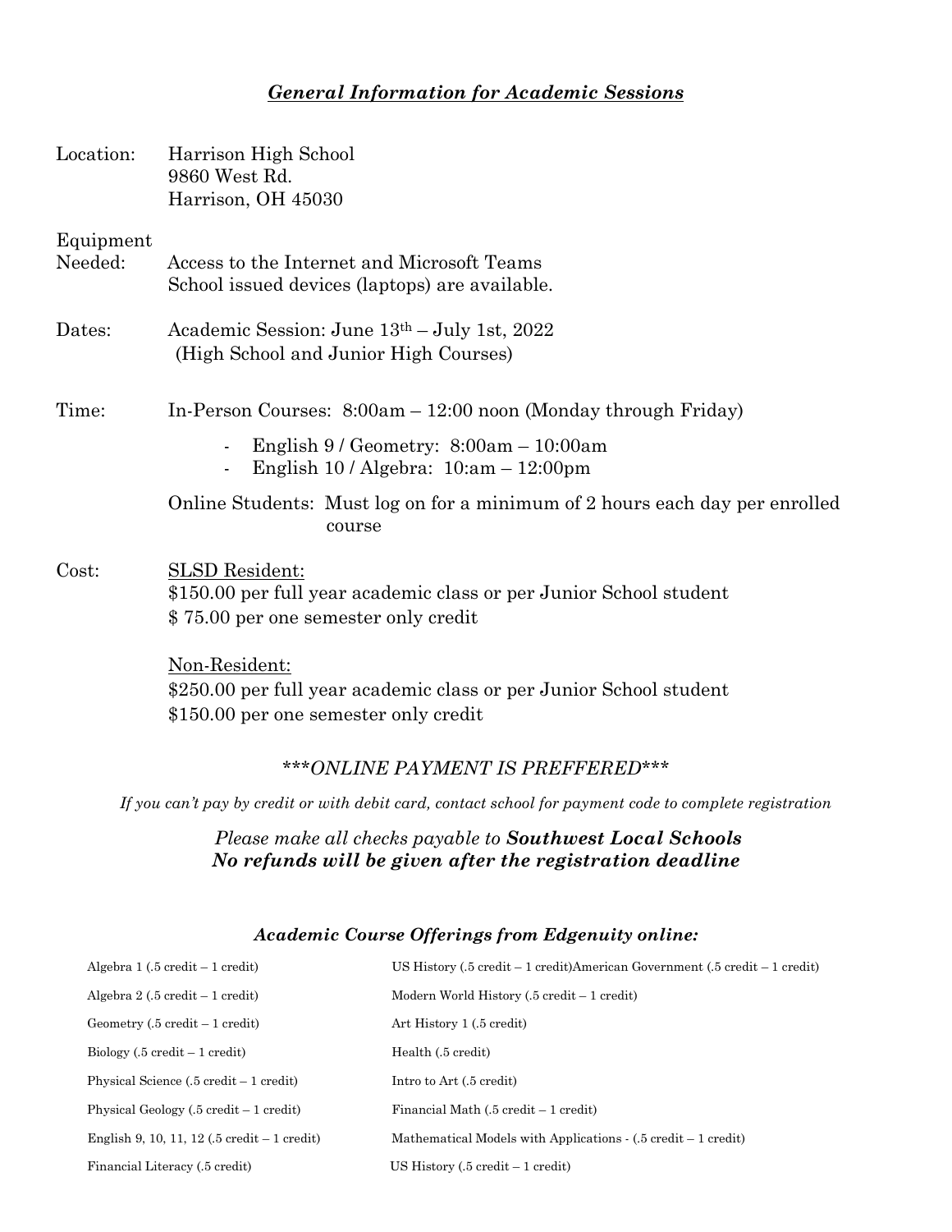## ***General Information for Academic Sessions***

Location: Harrison High School
9860 West Rd.
Harrison, OH 45030

Equipment Needed: Access to the Internet and Microsoft Teams
School issued devices (laptops) are available.

Dates: Academic Session: June 13th – July 1st, 2022
(High School and Junior High Courses)

Time: In-Person Courses: 8:00am – 12:00 noon (Monday through Friday)

- English 9 / Geometry: 8:00am – 10:00am
- English 10 / Algebra: 10:am – 12:00pm

Online Students: Must log on for a minimum of 2 hours each day per enrolled course

Cost: SLSD Resident:
$150.00 per full year academic class or per Junior School student
$ 75.00 per one semester only credit

Non-Resident:
$250.00 per full year academic class or per Junior School student
$150.00 per one semester only credit

*\*\*\*ONLINE PAYMENT IS PREFFERED\*\*\**

*If you can't pay by credit or with debit card, contact school for payment code to complete registration*

*Please make all checks payable to **Southwest Local Schools***
***No refunds will be given after the registration deadline***

### ***Academic Course Offerings from Edgenuity online:***

| | |
|---|---|
| Algebra 1 (.5 credit – 1 credit) | US History (.5 credit – 1 credit)American Government (.5 credit – 1 credit) |
| Algebra 2 (.5 credit – 1 credit) | Modern World History (.5 credit – 1 credit) |
| Geometry (.5 credit – 1 credit) | Art History 1 (.5 credit) |
| Biology (.5 credit – 1 credit) | Health (.5 credit) |
| Physical Science (.5 credit – 1 credit) | Intro to Art (.5 credit) |
| Physical Geology (.5 credit – 1 credit) | Financial Math (.5 credit – 1 credit) |
| English 9, 10, 11, 12 (.5 credit – 1 credit) | Mathematical Models with Applications - (.5 credit – 1 credit) |
| Financial Literacy (.5 credit) | US History (.5 credit – 1 credit) |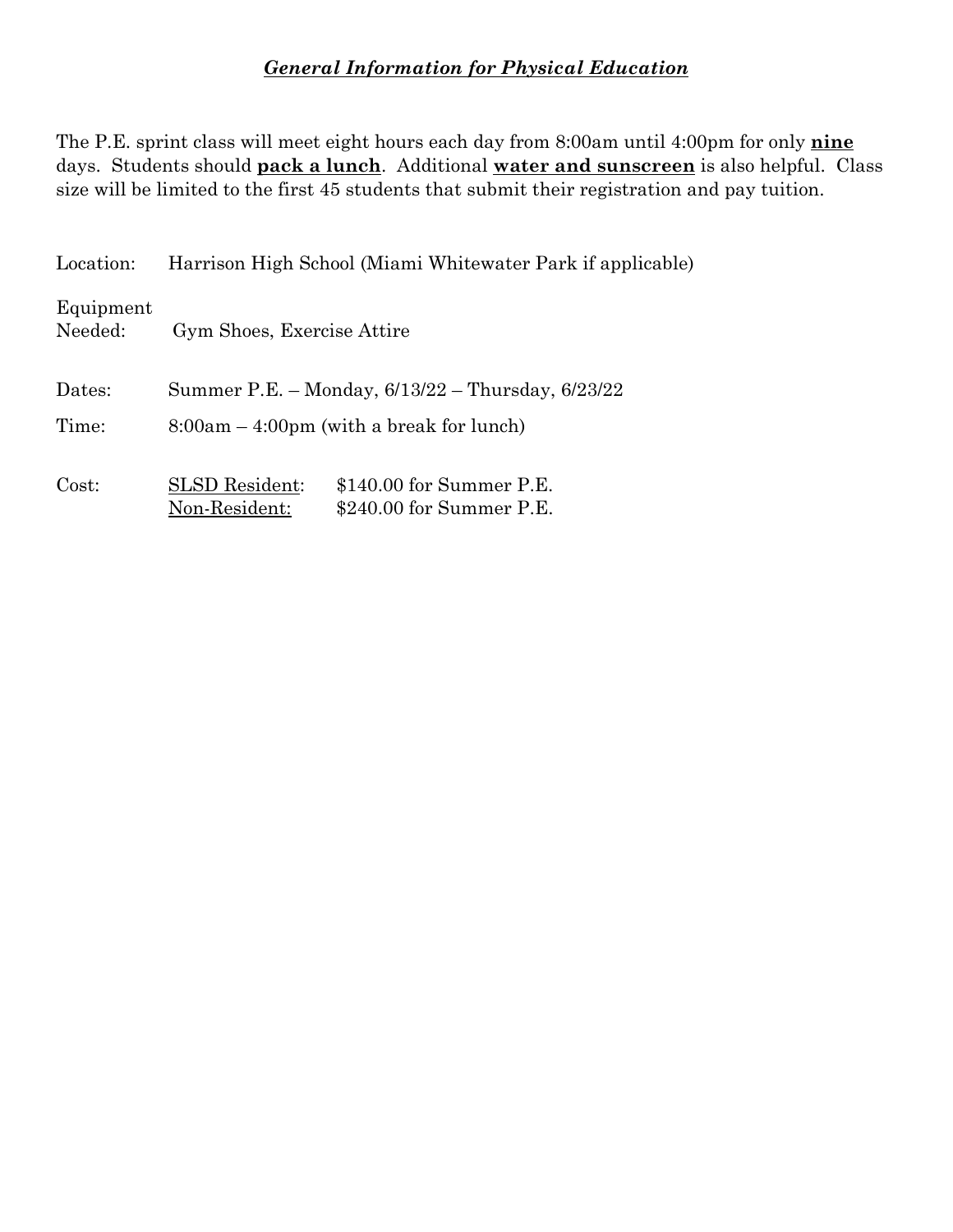## ***General Information for Physical Education***

The P.E. sprint class will meet eight hours each day from 8:00am until 4:00pm for only **nine** days. Students should **pack a lunch**. Additional **water and sunscreen** is also helpful. Class size will be limited to the first 45 students that submit their registration and pay tuition.

Location: Harrison High School (Miami Whitewater Park if applicable)

Equipment Needed: Gym Shoes, Exercise Attire

Dates: Summer P.E. – Monday, 6/13/22 – Thursday, 6/23/22

Time: 8:00am – 4:00pm (with a break for lunch)

Cost:
- SLSD Resident: $140.00 for Summer P.E.
- Non-Resident: $240.00 for Summer P.E.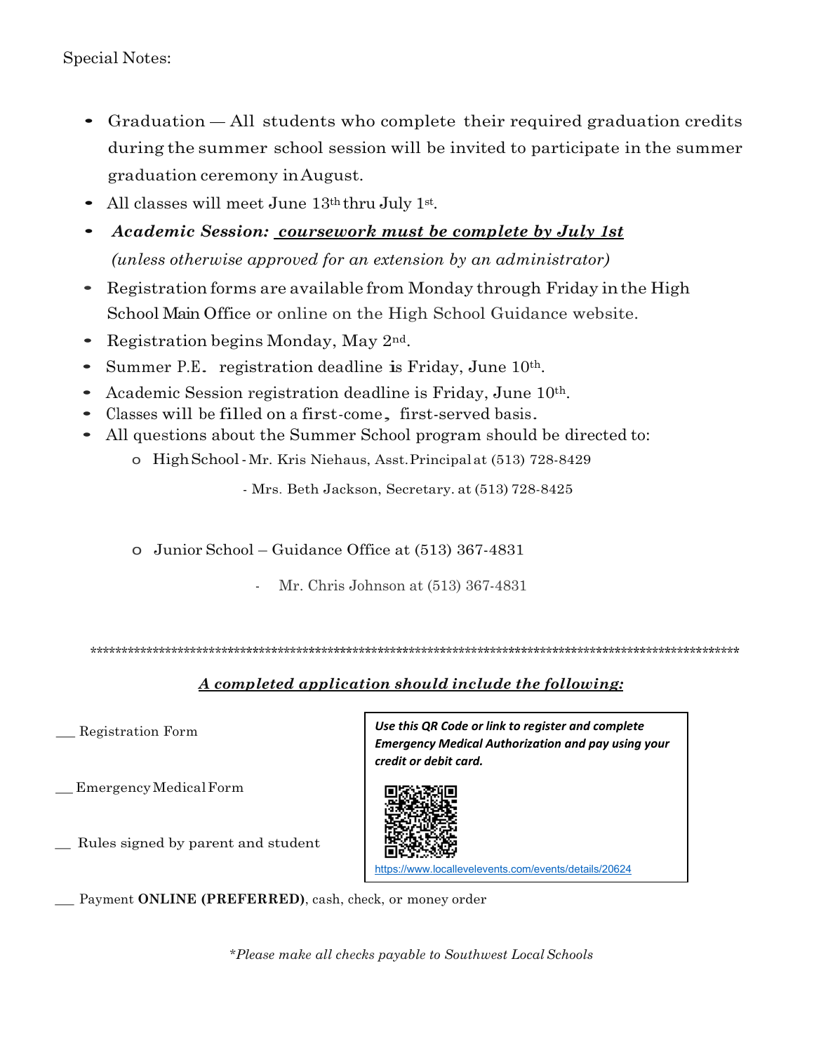Special Notes:

- Graduation — All students who complete their required graduation credits during the summer school session will be invited to participate in the summer graduation ceremony in August.
- All classes will meet June 13th thru July 1st.
- ***Academic Session: coursework must be complete by July 1st***
  *(unless otherwise approved for an extension by an administrator)*
- Registration forms are available from Monday through Friday in the High School Main Office or online on the High School Guidance website.
- Registration begins Monday, May 2nd.
- Summer P.E. registration deadline is Friday, June 10th.
- Academic Session registration deadline is Friday, June 10th.
- Classes will be filled on a first-come, first-served basis.
- All questions about the Summer School program should be directed to:
  - High School - Mr. Kris Niehaus, Asst. Principal at (513) 728-8429
    - Mrs. Beth Jackson, Secretary. at (513) 728-8425
  - Junior School – Guidance Office at (513) 367-4831
    - Mr. Chris Johnson at (513) 367-4831

*********************************************************************************************************

***A completed application should include the following:***

___ Registration Form

___ Emergency Medical Form

___ Rules signed by parent and student

___ Payment **ONLINE (PREFERRED)**, cash, check, or money order

***Use this QR Code or link to register and complete Emergency Medical Authorization and pay using your credit or debit card.***

https://www.locallevelevents.com/events/details/20624

**Please make all checks payable to Southwest Local Schools*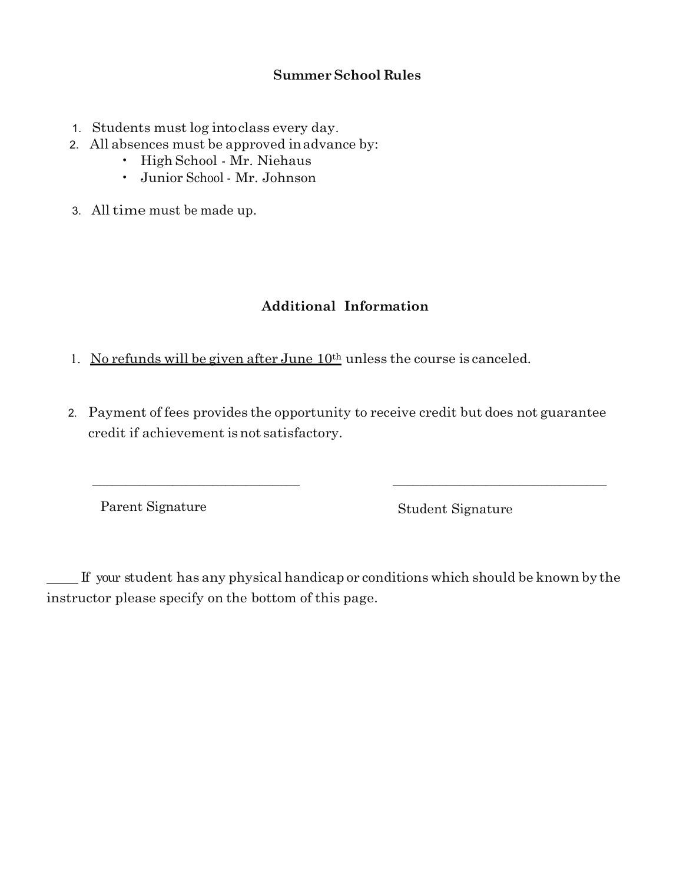## Summer School Rules

1. Students must log into class every day.
2. All absences must be approved in advance by:
   - High School - Mr. Niehaus
   - Junior School - Mr. Johnson
3. All time must be made up.

## Additional Information

1. <u>No refunds will be given after June 10th</u> unless the course is canceled.
2. Payment of fees provides the opportunity to receive credit but does not guarantee credit if achievement is not satisfactory.

\_\_\_\_\_\_\_\_\_\_\_\_\_\_\_\_\_\_\_\_\_\_\_\_\_\_\_\_\_\_ \_\_\_\_\_\_\_\_\_\_\_\_\_\_\_\_\_\_\_\_\_\_\_\_\_\_\_\_\_\_

Parent Signature Student Signature

\_\_\_\_\_ If your student has any physical handicap or conditions which should be known by the instructor please specify on the bottom of this page.